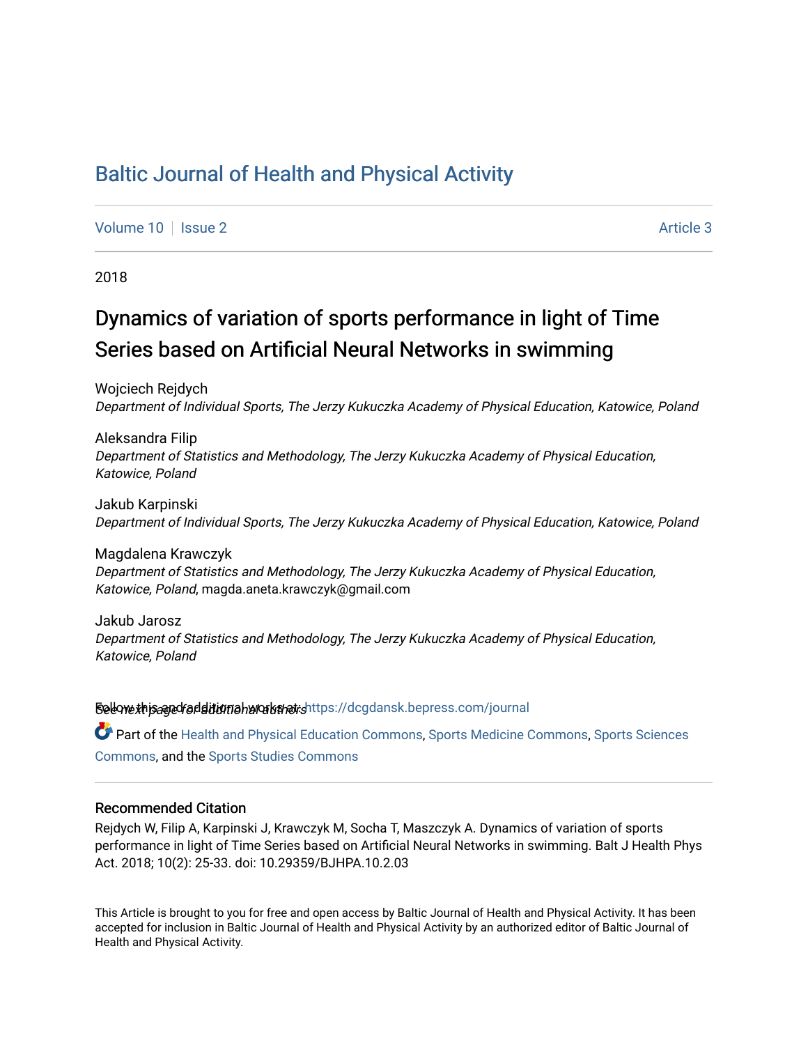# Baltic Journal of Health and Physical Activity

Volume 10 | Issue 2 | Article 3

2018

## Dynamics of variation of sports performance in light of Time Series based on Artificial Neural Networks in swimming

Wojciech Rejdych
*Department of Individual Sports, The Jerzy Kukuczka Academy of Physical Education, Katowice, Poland*

Aleksandra Filip
*Department of Statistics and Methodology, The Jerzy Kukuczka Academy of Physical Education, Katowice, Poland*

Jakub Karpinski
*Department of Individual Sports, The Jerzy Kukuczka Academy of Physical Education, Katowice, Poland*

Magdalena Krawczyk
*Department of Statistics and Methodology, The Jerzy Kukuczka Academy of Physical Education, Katowice, Poland*, magda.aneta.krawczyk@gmail.com

Jakub Jarosz
*Department of Statistics and Methodology, The Jerzy Kukuczka Academy of Physical Education, Katowice, Poland*

*See next page for additional authors*

Follow this and additional works at: https://dcgdansk.bepress.com/journal

Part of the Health and Physical Education Commons, Sports Medicine Commons, Sports Sciences Commons, and the Sports Studies Commons

### Recommended Citation

Rejdych W, Filip A, Karpinski J, Krawczyk M, Socha T, Maszczyk A. Dynamics of variation of sports performance in light of Time Series based on Artificial Neural Networks in swimming. Balt J Health Phys Act. 2018; 10(2): 25-33. doi: 10.29359/BJHPA.10.2.03

This Article is brought to you for free and open access by Baltic Journal of Health and Physical Activity. It has been accepted for inclusion in Baltic Journal of Health and Physical Activity by an authorized editor of Baltic Journal of Health and Physical Activity.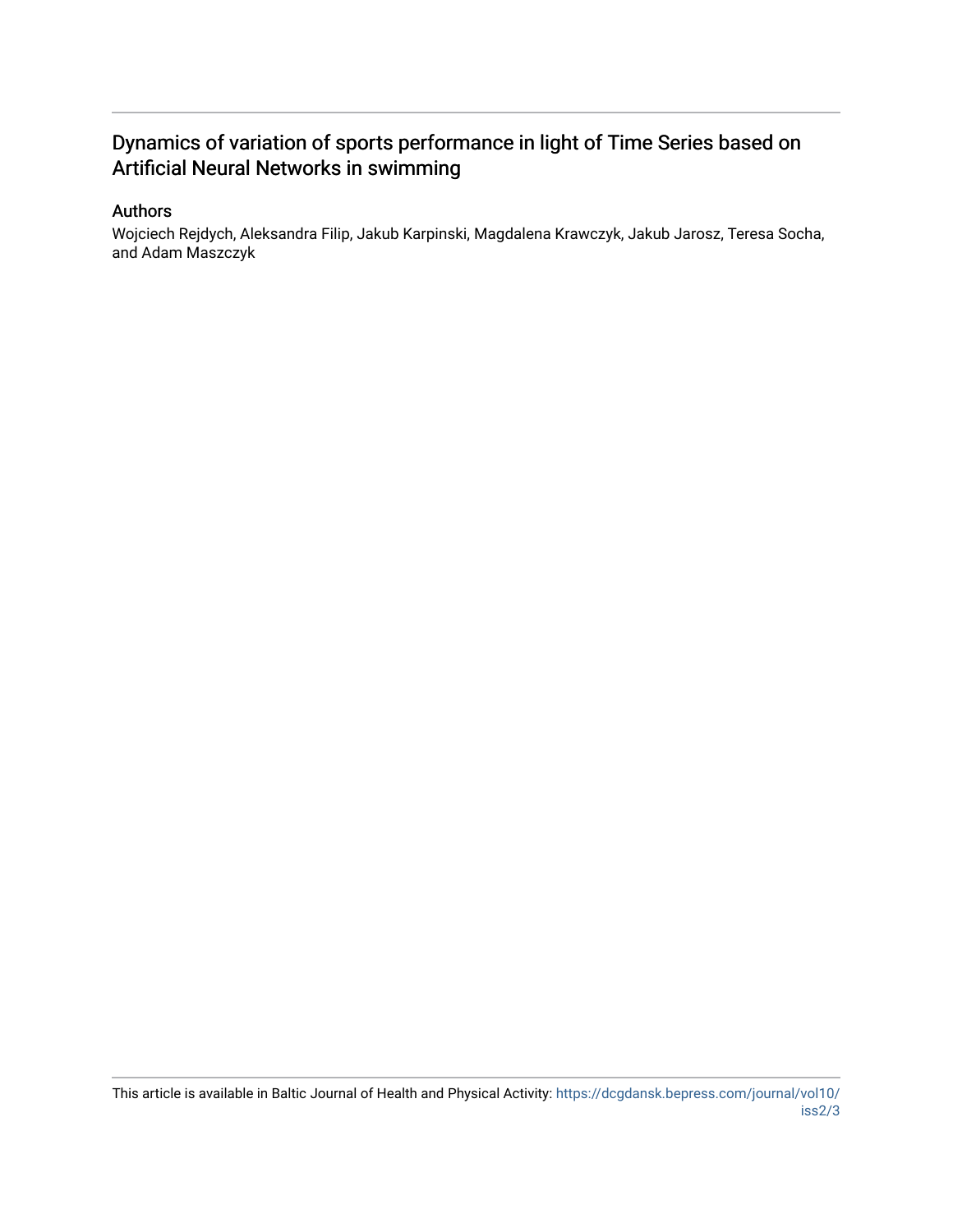# Dynamics of variation of sports performance in light of Time Series based on Artificial Neural Networks in swimming

## Authors

Wojciech Rejdych, Aleksandra Filip, Jakub Karpinski, Magdalena Krawczyk, Jakub Jarosz, Teresa Socha, and Adam Maszczyk

This article is available in Baltic Journal of Health and Physical Activity: https://dcgdansk.bepress.com/journal/vol10/iss2/3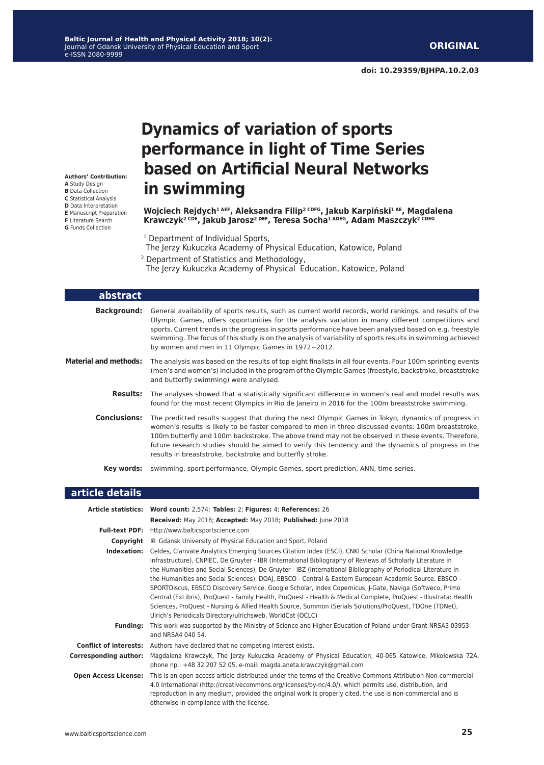# Dynamics of variation of sports performance in light of Time Series based on Artificial Neural Networks in swimming

**Authors' Contribution:**
**A** Study Design
**B** Data Collection
**C** Statistical Analysis
**D** Data Interpretation
**E** Manuscript Preparation
**F** Literature Search
**G** Funds Collection

**Wojciech Rejdych[1 AEF], Aleksandra Filip[2 CDFG], Jakub Karpiński[1 AE], Magdalena Krawczyk[2 CDE], Jakub Jarosz[2 DEF], Teresa Socha[1 ADEG], Adam Maszczyk[2 CDEG]**

[1] Department of Individual Sports, The Jerzy Kukuczka Academy of Physical Education, Katowice, Poland

[2] Department of Statistics and Methodology, The Jerzy Kukuczka Academy of Physical Education, Katowice, Poland

## abstract

**Background:** General availability of sports results, such as current world records, world rankings, and results of the Olympic Games, offers opportunities for the analysis variation in many different competitions and sports. Current trends in the progress in sports performance have been analysed based on e.g. freestyle swimming. The focus of this study is on the analysis of variability of sports results in swimming achieved by women and men in 11 Olympic Games in 1972−2012.

**Material and methods:** The analysis was based on the results of top eight finalists in all four events. Four 100m sprinting events (men's and women's) included in the program of the Olympic Games (freestyle, backstroke, breaststroke and butterfly swimming) were analysed.

**Results:** The analyses showed that a statistically significant difference in women's real and model results was found for the most recent Olympics in Rio de Janeiro in 2016 for the 100m breaststroke swimming.

**Conclusions:** The predicted results suggest that during the next Olympic Games in Tokyo, dynamics of progress in women's results is likely to be faster compared to men in three discussed events: 100m breaststroke, 100m butterfly and 100m backstroke. The above trend may not be observed in these events. Therefore, future research studies should be aimed to verify this tendency and the dynamics of progress in the results in breaststroke, backstroke and butterfly stroke.

**Key words:** swimming, sport performance, Olympic Games, sport prediction, ANN, time series.

## article details

**Article statistics:** **Word count:** 2,574; **Tables:** 2; **Figures:** 4; **References:** 26
**Received:** May 2018; **Accepted:** May 2018; **Published:** June 2018

**Full-text PDF:** http://www.balticsportscience.com

**Copyright** © Gdansk University of Physical Education and Sport, Poland

**Indexation:** Celdes, Clarivate Analytics Emerging Sources Citation Index (ESCI), CNKI Scholar (China National Knowledge Infrastructure), CNPIEC, De Gruyter - IBR (International Bibliography of Reviews of Scholarly Literature in the Humanities and Social Sciences), De Gruyter - IBZ (International Bibliography of Periodical Literature in the Humanities and Social Sciences), DOAJ, EBSCO - Central & Eastern European Academic Source, EBSCO - SPORTDiscus, EBSCO Discovery Service, Google Scholar, Index Copernicus, J-Gate, Naviga (Softweco, Primo Central (ExLibris), ProQuest - Family Health, ProQuest - Health & Medical Complete, ProQuest - Illustrata: Health Sciences, ProQuest - Nursing & Allied Health Source, Summon (Serials Solutions/ProQuest, TDOne (TDNet), Ulrich's Periodicals Directory/ulrichsweb, WorldCat (OCLC)

**Funding:** This work was supported by the Ministry of Science and Higher Education of Poland under Grant NRSA3 03953 and NRSA4 040 54.

**Conflict of interests:** Authors have declared that no competing interest exists.

**Corresponding author:** Magdalena Krawczyk, The Jerzy Kukuczka Academy of Physical Education, 40-065 Katowice, Mikołowska 72A, phone np.: +48 32 207 52 05, e-mail: magda.aneta.krawczyk@gmail.com

**Open Access License:** This is an open access article distributed under the terms of the Creative Commons Attribution-Non-commercial 4.0 International (http://creativecommons.org/licenses/by-nc/4.0/), which permits use, distribution, and reproduction in any medium, provided the original work is properly cited, the use is non-commercial and is otherwise in compliance with the license.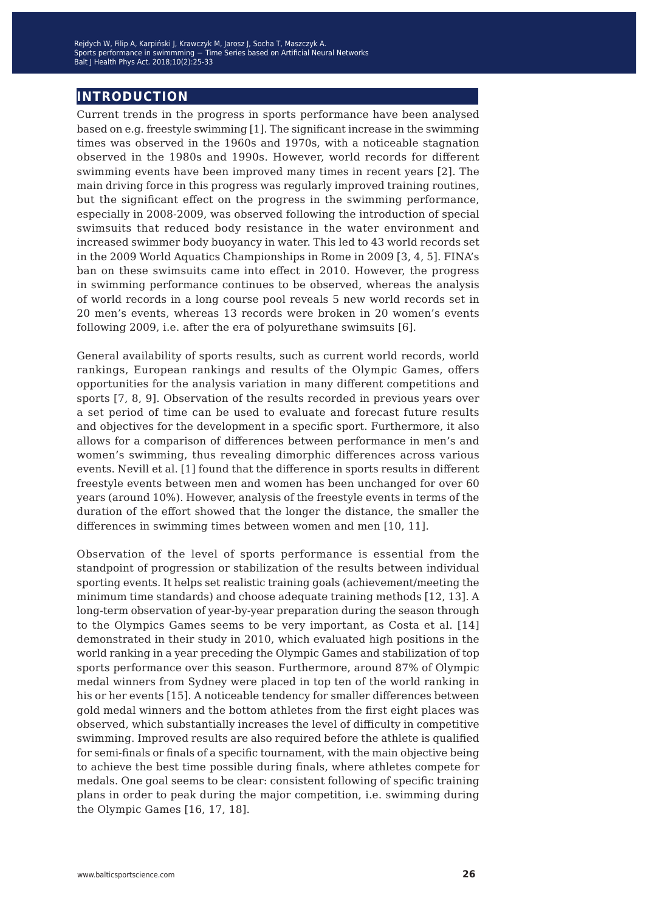## INTRODUCTION

Current trends in the progress in sports performance have been analysed based on e.g. freestyle swimming [1]. The significant increase in the swimming times was observed in the 1960s and 1970s, with a noticeable stagnation observed in the 1980s and 1990s. However, world records for different swimming events have been improved many times in recent years [2]. The main driving force in this progress was regularly improved training routines, but the significant effect on the progress in the swimming performance, especially in 2008-2009, was observed following the introduction of special swimsuits that reduced body resistance in the water environment and increased swimmer body buoyancy in water. This led to 43 world records set in the 2009 World Aquatics Championships in Rome in 2009 [3, 4, 5]. FINA's ban on these swimsuits came into effect in 2010. However, the progress in swimming performance continues to be observed, whereas the analysis of world records in a long course pool reveals 5 new world records set in 20 men's events, whereas 13 records were broken in 20 women's events following 2009, i.e. after the era of polyurethane swimsuits [6].

General availability of sports results, such as current world records, world rankings, European rankings and results of the Olympic Games, offers opportunities for the analysis variation in many different competitions and sports [7, 8, 9]. Observation of the results recorded in previous years over a set period of time can be used to evaluate and forecast future results and objectives for the development in a specific sport. Furthermore, it also allows for a comparison of differences between performance in men's and women's swimming, thus revealing dimorphic differences across various events. Nevill et al. [1] found that the difference in sports results in different freestyle events between men and women has been unchanged for over 60 years (around 10%). However, analysis of the freestyle events in terms of the duration of the effort showed that the longer the distance, the smaller the differences in swimming times between women and men [10, 11].

Observation of the level of sports performance is essential from the standpoint of progression or stabilization of the results between individual sporting events. It helps set realistic training goals (achievement/meeting the minimum time standards) and choose adequate training methods [12, 13]. A long-term observation of year-by-year preparation during the season through to the Olympics Games seems to be very important, as Costa et al. [14] demonstrated in their study in 2010, which evaluated high positions in the world ranking in a year preceding the Olympic Games and stabilization of top sports performance over this season. Furthermore, around 87% of Olympic medal winners from Sydney were placed in top ten of the world ranking in his or her events [15]. A noticeable tendency for smaller differences between gold medal winners and the bottom athletes from the first eight places was observed, which substantially increases the level of difficulty in competitive swimming. Improved results are also required before the athlete is qualified for semi-finals or finals of a specific tournament, with the main objective being to achieve the best time possible during finals, where athletes compete for medals. One goal seems to be clear: consistent following of specific training plans in order to peak during the major competition, i.e. swimming during the Olympic Games [16, 17, 18].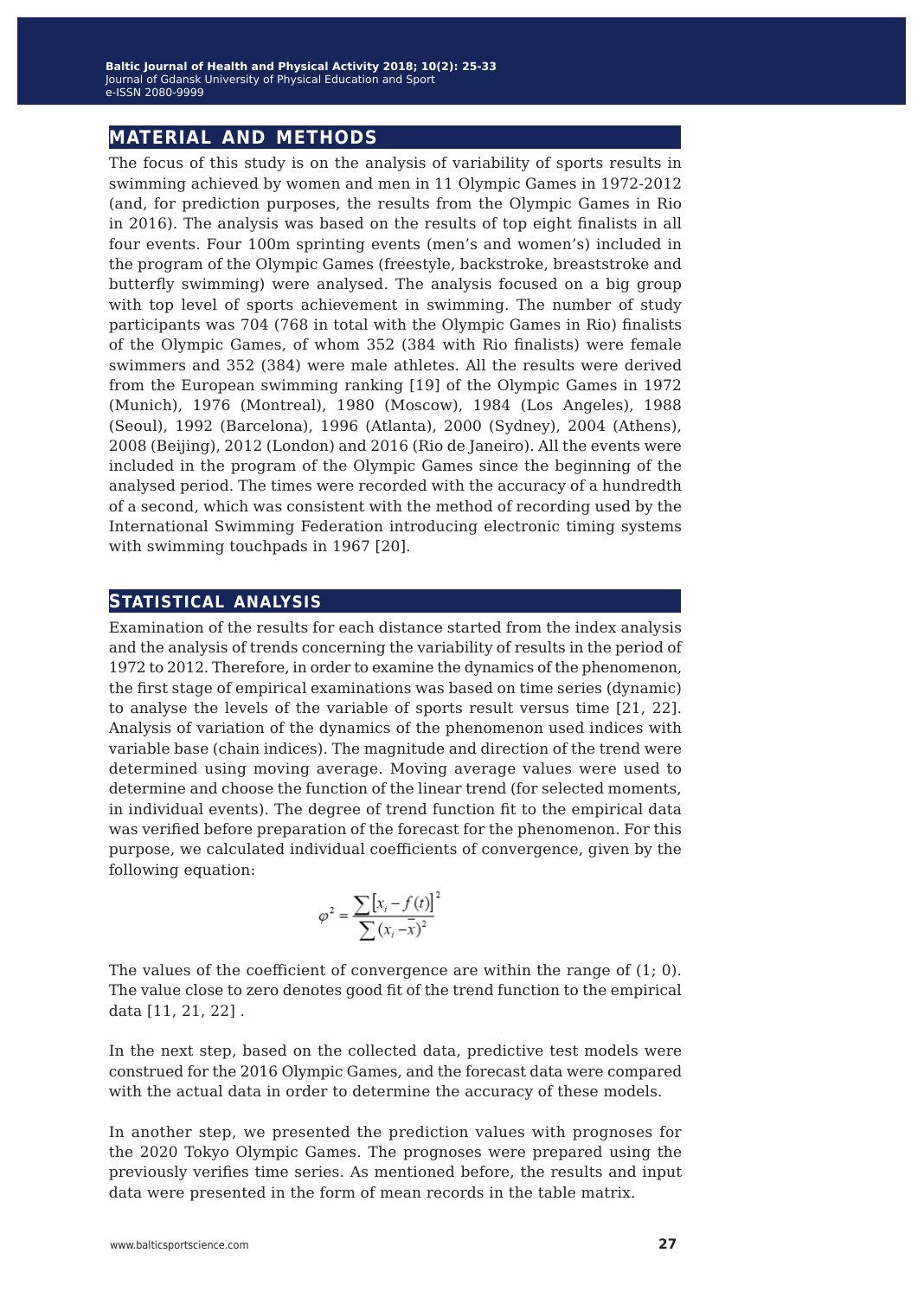## MATERIAL AND METHODS

The focus of this study is on the analysis of variability of sports results in swimming achieved by women and men in 11 Olympic Games in 1972-2012 (and, for prediction purposes, the results from the Olympic Games in Rio in 2016). The analysis was based on the results of top eight finalists in all four events. Four 100m sprinting events (men's and women's) included in the program of the Olympic Games (freestyle, backstroke, breaststroke and butterfly swimming) were analysed. The analysis focused on a big group with top level of sports achievement in swimming. The number of study participants was 704 (768 in total with the Olympic Games in Rio) finalists of the Olympic Games, of whom 352 (384 with Rio finalists) were female swimmers and 352 (384) were male athletes. All the results were derived from the European swimming ranking [19] of the Olympic Games in 1972 (Munich), 1976 (Montreal), 1980 (Moscow), 1984 (Los Angeles), 1988 (Seoul), 1992 (Barcelona), 1996 (Atlanta), 2000 (Sydney), 2004 (Athens), 2008 (Beijing), 2012 (London) and 2016 (Rio de Janeiro). All the events were included in the program of the Olympic Games since the beginning of the analysed period. The times were recorded with the accuracy of a hundredth of a second, which was consistent with the method of recording used by the International Swimming Federation introducing electronic timing systems with swimming touchpads in 1967 [20].

## STATISTICAL ANALYSIS

Examination of the results for each distance started from the index analysis and the analysis of trends concerning the variability of results in the period of 1972 to 2012. Therefore, in order to examine the dynamics of the phenomenon, the first stage of empirical examinations was based on time series (dynamic) to analyse the levels of the variable of sports result versus time [21, 22]. Analysis of variation of the dynamics of the phenomenon used indices with variable base (chain indices). The magnitude and direction of the trend were determined using moving average. Moving average values were used to determine and choose the function of the linear trend (for selected moments, in individual events). The degree of trend function fit to the empirical data was verified before preparation of the forecast for the phenomenon. For this purpose, we calculated individual coefficients of convergence, given by the following equation:

$$\varphi^2 = \frac{\sum \left[x_i - f(t)\right]^2}{\sum (x_i - \bar{x})^2}$$

The values of the coefficient of convergence are within the range of (1; 0). The value close to zero denotes good fit of the trend function to the empirical data [11, 21, 22] .

In the next step, based on the collected data, predictive test models were construed for the 2016 Olympic Games, and the forecast data were compared with the actual data in order to determine the accuracy of these models.

In another step, we presented the prediction values with prognoses for the 2020 Tokyo Olympic Games. The prognoses were prepared using the previously verifies time series. As mentioned before, the results and input data were presented in the form of mean records in the table matrix.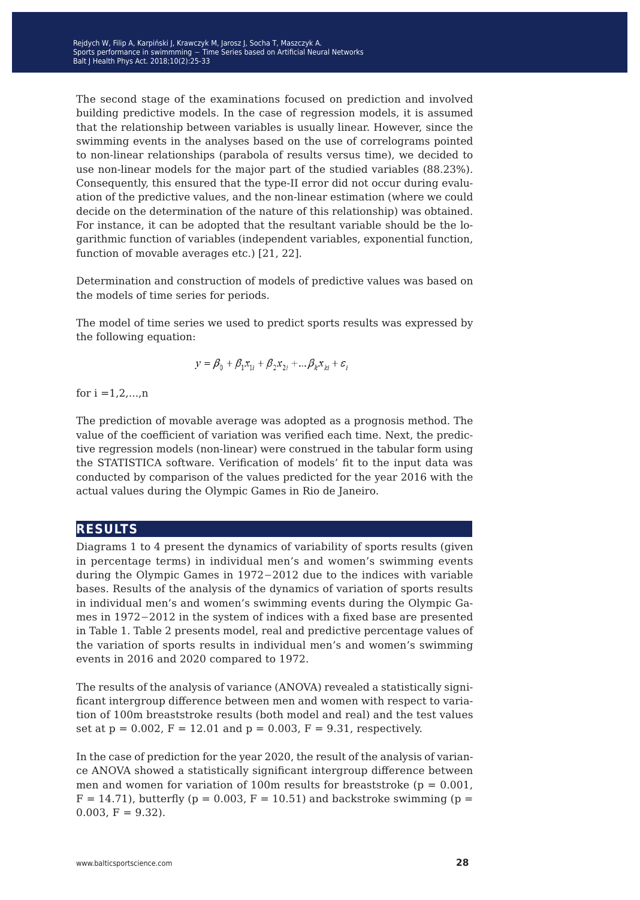The second stage of the examinations focused on prediction and involved building predictive models. In the case of regression models, it is assumed that the relationship between variables is usually linear. However, since the swimming events in the analyses based on the use of correlograms pointed to non-linear relationships (parabola of results versus time), we decided to use non-linear models for the major part of the studied variables (88.23%). Consequently, this ensured that the type-II error did not occur during evaluation of the predictive values, and the non-linear estimation (where we could decide on the determination of the nature of this relationship) was obtained. For instance, it can be adopted that the resultant variable should be the logarithmic function of variables (independent variables, exponential function, function of movable averages etc.) [21, 22].

Determination and construction of models of predictive values was based on the models of time series for periods.

The model of time series we used to predict sports results was expressed by the following equation:

$$y = \beta_0 + \beta_1 x_{1i} + \beta_2 x_{2i} + ... \beta_k x_{ki} + \varepsilon_i$$

for i =1,2,...,n

The prediction of movable average was adopted as a prognosis method. The value of the coefficient of variation was verified each time. Next, the predictive regression models (non-linear) were construed in the tabular form using the STATISTICA software. Verification of models' fit to the input data was conducted by comparison of the values predicted for the year 2016 with the actual values during the Olympic Games in Rio de Janeiro.

## RESULTS

Diagrams 1 to 4 present the dynamics of variability of sports results (given in percentage terms) in individual men's and women's swimming events during the Olympic Games in 1972−2012 due to the indices with variable bases. Results of the analysis of the dynamics of variation of sports results in individual men's and women's swimming events during the Olympic Games in 1972−2012 in the system of indices with a fixed base are presented in Table 1. Table 2 presents model, real and predictive percentage values of the variation of sports results in individual men's and women's swimming events in 2016 and 2020 compared to 1972.

The results of the analysis of variance (ANOVA) revealed a statistically significant intergroup difference between men and women with respect to variation of 100m breaststroke results (both model and real) and the test values set at $p = 0.002$, $F = 12.01$ and $p = 0.003$, $F = 9.31$, respectively.

In the case of prediction for the year 2020, the result of the analysis of variance ANOVA showed a statistically significant intergroup difference between men and women for variation of 100m results for breaststroke ($p = 0.001$, $F = 14.71$), butterfly ($p = 0.003$, $F = 10.51$) and backstroke swimming ($p = 0.003$, $F = 9.32$).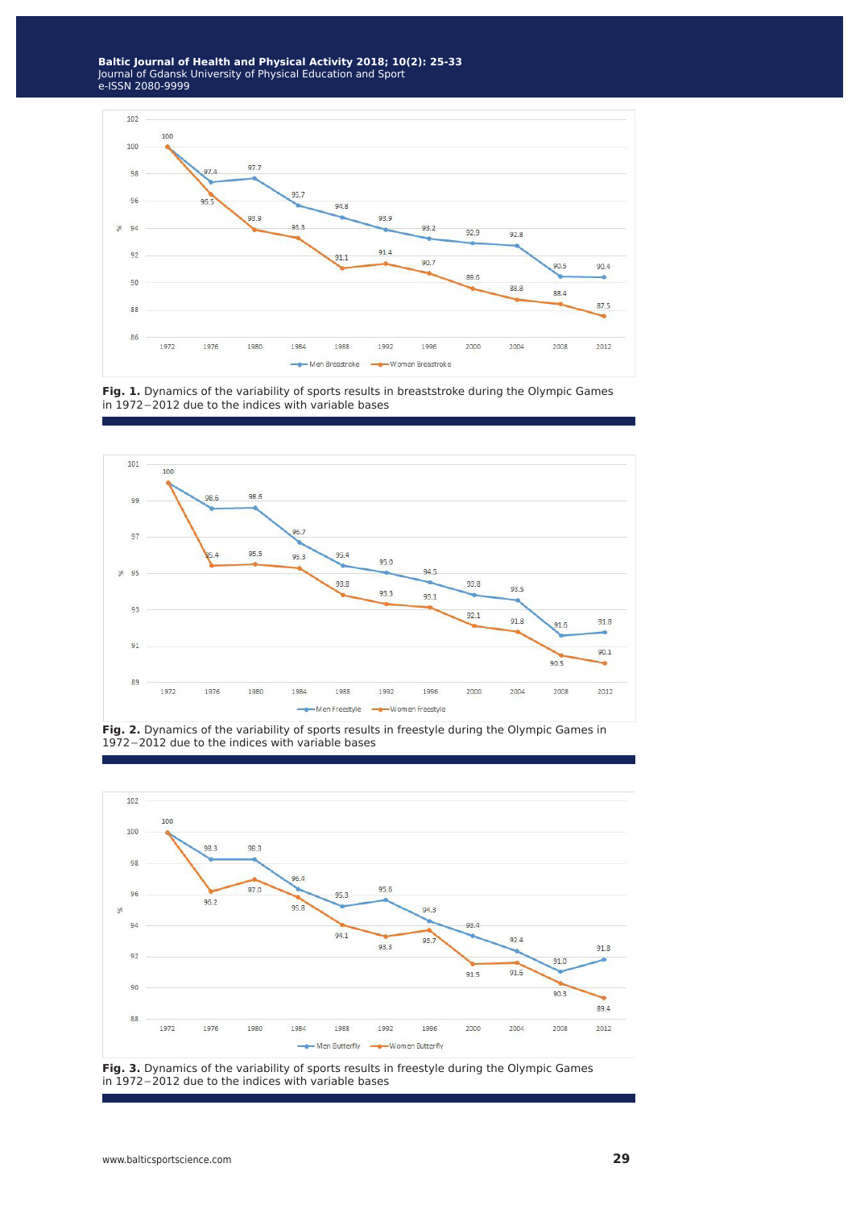Fig. 1. Dynamics of the variability of sports results in breaststroke during the Olympic Games in 1972−2012 due to the indices with variable bases

Fig. 2. Dynamics of the variability of sports results in freestyle during the Olympic Games in 1972−2012 due to the indices with variable bases

Fig. 3. Dynamics of the variability of sports results in freestyle during the Olympic Games in 1972−2012 due to the indices with variable bases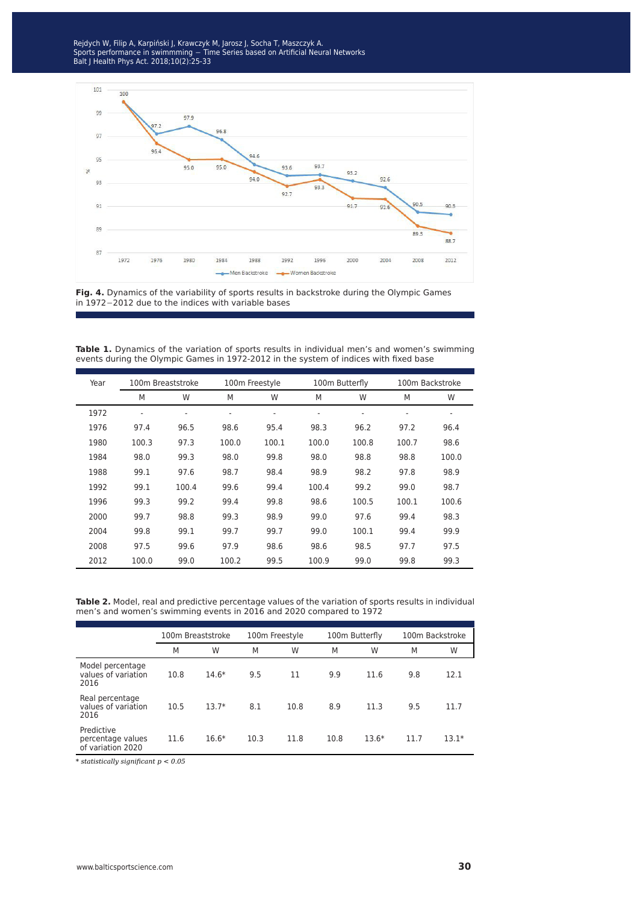**Fig. 4.** Dynamics of the variability of sports results in backstroke during the Olympic Games in 1972−2012 due to the indices with variable bases

**Table 1.** Dynamics of the variation of sports results in individual men's and women's swimming events during the Olympic Games in 1972-2012 in the system of indices with fixed base

| Year | 100m Breaststroke | | 100m Freestyle | | 100m Butterfly | | 100m Backstroke | |
|---|---|---|---|---|---|---|---|---|
| | M | W | M | W | M | W | M | W |
| 1972 | - | - | - | - | - | - | - | - |
| 1976 | 97.4 | 96.5 | 98.6 | 95.4 | 98.3 | 96.2 | 97.2 | 96.4 |
| 1980 | 100.3 | 97.3 | 100.0 | 100.1 | 100.0 | 100.8 | 100.7 | 98.6 |
| 1984 | 98.0 | 99.3 | 98.0 | 99.8 | 98.0 | 98.8 | 98.8 | 100.0 |
| 1988 | 99.1 | 97.6 | 98.7 | 98.4 | 98.9 | 98.2 | 97.8 | 98.9 |
| 1992 | 99.1 | 100.4 | 99.6 | 99.4 | 100.4 | 99.2 | 99.0 | 98.7 |
| 1996 | 99.3 | 99.2 | 99.4 | 99.8 | 98.6 | 100.5 | 100.1 | 100.6 |
| 2000 | 99.7 | 98.8 | 99.3 | 98.9 | 99.0 | 97.6 | 99.4 | 98.3 |
| 2004 | 99.8 | 99.1 | 99.7 | 99.7 | 99.0 | 100.1 | 99.4 | 99.9 |
| 2008 | 97.5 | 99.6 | 97.9 | 98.6 | 98.6 | 98.5 | 97.7 | 97.5 |
| 2012 | 100.0 | 99.0 | 100.2 | 99.5 | 100.9 | 99.0 | 99.8 | 99.3 |

**Table 2.** Model, real and predictive percentage values of the variation of sports results in individual men's and women's swimming events in 2016 and 2020 compared to 1972

| | 100m Breaststroke | | 100m Freestyle | | 100m Butterfly | | 100m Backstroke | |
|---|---|---|---|---|---|---|---|---|
| | M | W | M | W | M | W | M | W |
| Model percentage values of variation 2016 | 10.8 | 14.6* | 9.5 | 11 | 9.9 | 11.6 | 9.8 | 12.1 |
| Real percentage values of variation 2016 | 10.5 | 13.7* | 8.1 | 10.8 | 8.9 | 11.3 | 9.5 | 11.7 |
| Predictive percentage values of variation 2020 | 11.6 | 16.6* | 10.3 | 11.8 | 10.8 | 13.6* | 11.7 | 13.1* |

*\* statistically significant $p < 0.05$*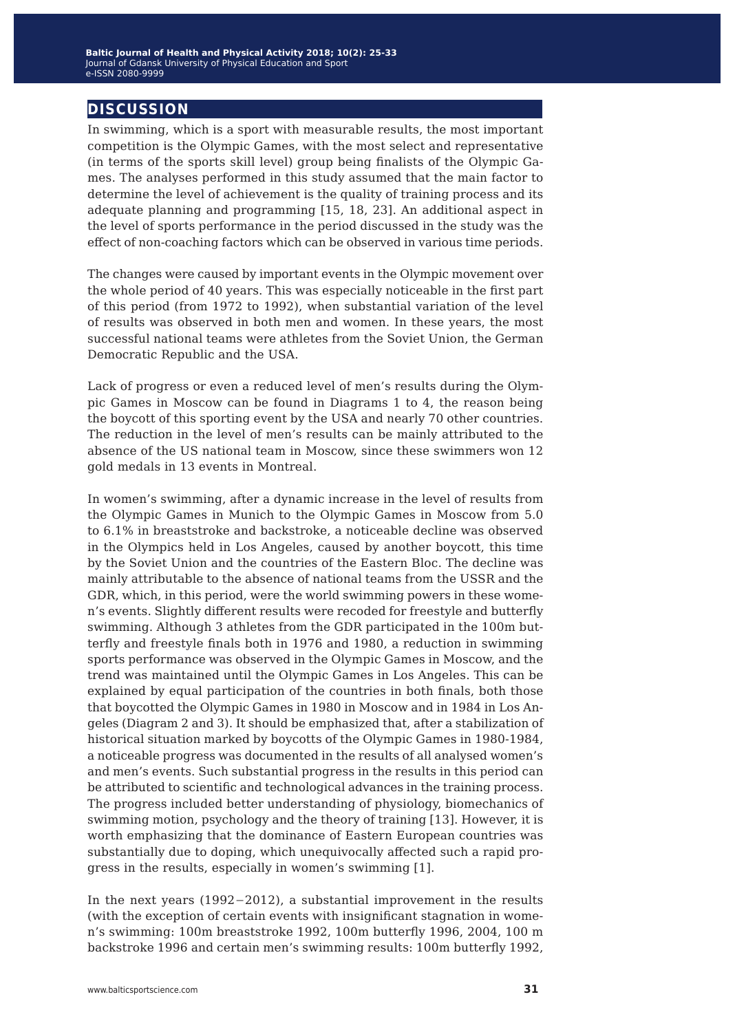## DISCUSSION

In swimming, which is a sport with measurable results, the most important competition is the Olympic Games, with the most select and representative (in terms of the sports skill level) group being finalists of the Olympic Games. The analyses performed in this study assumed that the main factor to determine the level of achievement is the quality of training process and its adequate planning and programming [15, 18, 23]. An additional aspect in the level of sports performance in the period discussed in the study was the effect of non-coaching factors which can be observed in various time periods.

The changes were caused by important events in the Olympic movement over the whole period of 40 years. This was especially noticeable in the first part of this period (from 1972 to 1992), when substantial variation of the level of results was observed in both men and women. In these years, the most successful national teams were athletes from the Soviet Union, the German Democratic Republic and the USA.

Lack of progress or even a reduced level of men's results during the Olympic Games in Moscow can be found in Diagrams 1 to 4, the reason being the boycott of this sporting event by the USA and nearly 70 other countries. The reduction in the level of men's results can be mainly attributed to the absence of the US national team in Moscow, since these swimmers won 12 gold medals in 13 events in Montreal.

In women's swimming, after a dynamic increase in the level of results from the Olympic Games in Munich to the Olympic Games in Moscow from 5.0 to 6.1% in breaststroke and backstroke, a noticeable decline was observed in the Olympics held in Los Angeles, caused by another boycott, this time by the Soviet Union and the countries of the Eastern Bloc. The decline was mainly attributable to the absence of national teams from the USSR and the GDR, which, in this period, were the world swimming powers in these women's events. Slightly different results were recoded for freestyle and butterfly swimming. Although 3 athletes from the GDR participated in the 100m butterfly and freestyle finals both in 1976 and 1980, a reduction in swimming sports performance was observed in the Olympic Games in Moscow, and the trend was maintained until the Olympic Games in Los Angeles. This can be explained by equal participation of the countries in both finals, both those that boycotted the Olympic Games in 1980 in Moscow and in 1984 in Los Angeles (Diagram 2 and 3). It should be emphasized that, after a stabilization of historical situation marked by boycotts of the Olympic Games in 1980-1984, a noticeable progress was documented in the results of all analysed women's and men's events. Such substantial progress in the results in this period can be attributed to scientific and technological advances in the training process. The progress included better understanding of physiology, biomechanics of swimming motion, psychology and the theory of training [13]. However, it is worth emphasizing that the dominance of Eastern European countries was substantially due to doping, which unequivocally affected such a rapid progress in the results, especially in women's swimming [1].

In the next years (1992−2012), a substantial improvement in the results (with the exception of certain events with insignificant stagnation in women's swimming: 100m breaststroke 1992, 100m butterfly 1996, 2004, 100 m backstroke 1996 and certain men's swimming results: 100m butterfly 1992,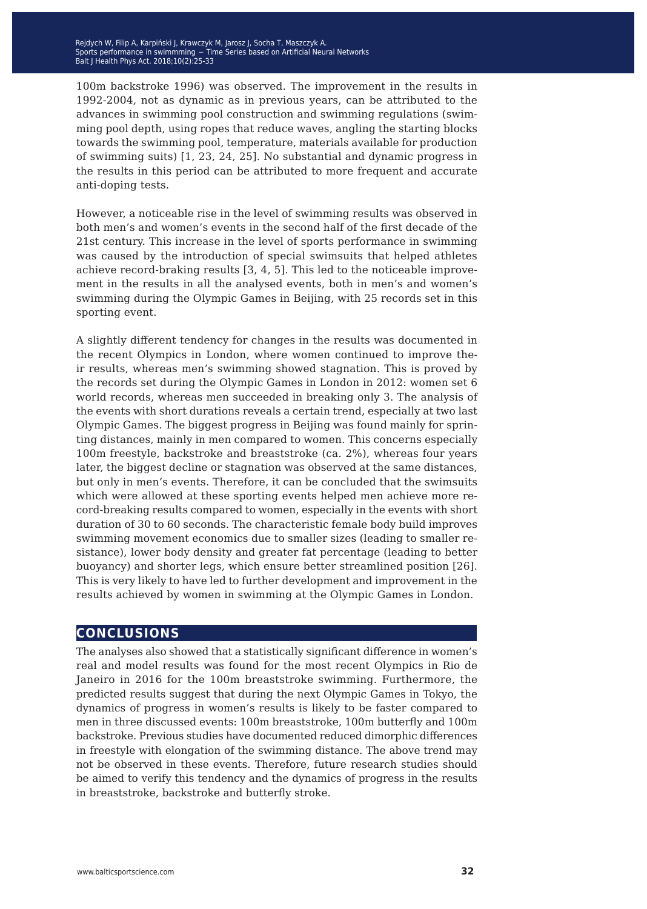100m backstroke 1996) was observed. The improvement in the results in 1992-2004, not as dynamic as in previous years, can be attributed to the advances in swimming pool construction and swimming regulations (swimming pool depth, using ropes that reduce waves, angling the starting blocks towards the swimming pool, temperature, materials available for production of swimming suits) [1, 23, 24, 25]. No substantial and dynamic progress in the results in this period can be attributed to more frequent and accurate anti-doping tests.

However, a noticeable rise in the level of swimming results was observed in both men's and women's events in the second half of the first decade of the 21st century. This increase in the level of sports performance in swimming was caused by the introduction of special swimsuits that helped athletes achieve record-braking results [3, 4, 5]. This led to the noticeable improvement in the results in all the analysed events, both in men's and women's swimming during the Olympic Games in Beijing, with 25 records set in this sporting event.

A slightly different tendency for changes in the results was documented in the recent Olympics in London, where women continued to improve their results, whereas men's swimming showed stagnation. This is proved by the records set during the Olympic Games in London in 2012: women set 6 world records, whereas men succeeded in breaking only 3. The analysis of the events with short durations reveals a certain trend, especially at two last Olympic Games. The biggest progress in Beijing was found mainly for sprinting distances, mainly in men compared to women. This concerns especially 100m freestyle, backstroke and breaststroke (ca. 2%), whereas four years later, the biggest decline or stagnation was observed at the same distances, but only in men's events. Therefore, it can be concluded that the swimsuits which were allowed at these sporting events helped men achieve more record-breaking results compared to women, especially in the events with short duration of 30 to 60 seconds. The characteristic female body build improves swimming movement economics due to smaller sizes (leading to smaller resistance), lower body density and greater fat percentage (leading to better buoyancy) and shorter legs, which ensure better streamlined position [26]. This is very likely to have led to further development and improvement in the results achieved by women in swimming at the Olympic Games in London.

## CONCLUSIONS

The analyses also showed that a statistically significant difference in women's real and model results was found for the most recent Olympics in Rio de Janeiro in 2016 for the 100m breaststroke swimming. Furthermore, the predicted results suggest that during the next Olympic Games in Tokyo, the dynamics of progress in women's results is likely to be faster compared to men in three discussed events: 100m breaststroke, 100m butterfly and 100m backstroke. Previous studies have documented reduced dimorphic differences in freestyle with elongation of the swimming distance. The above trend may not be observed in these events. Therefore, future research studies should be aimed to verify this tendency and the dynamics of progress in the results in breaststroke, backstroke and butterfly stroke.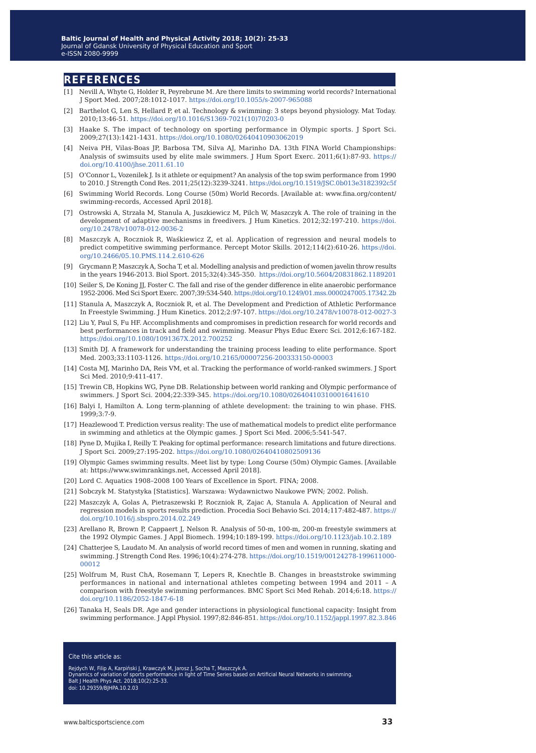## REFERENCES

[1] Nevill A, Whyte G, Holder R, Peyrebrune M. Are there limits to swimming world records? International J Sport Med. 2007;28:1012-1017. https://doi.org/10.1055/s-2007-965088

[2] Barthelot G, Len S, Hellard P, et al. Technology & swimming: 3 steps beyond physiology. Mat Today. 2010;13:46-51. https://doi.org/10.1016/S1369-7021(10)70203-0

[3] Haake S. The impact of technology on sporting performance in Olympic sports. J Sport Sci. 2009;27(13):1421-1431. https://doi.org/10.1080/02640410903062019

[4] Neiva PH, Vilas-Boas JP, Barbosa TM, Silva AJ, Marinho DA. 13th FINA World Championships: Analysis of swimsuits used by elite male swimmers. J Hum Sport Exerc. 2011;6(1):87-93. https://doi.org/10.4100/jhse.2011.61.10

[5] O'Connor L, Vozenilek J. Is it athlete or equipment? An analysis of the top swim performance from 1990 to 2010. J Strength Cond Res. 2011;25(12):3239-3241. https://doi.org/10.1519/JSC.0b013e3182392c5f

[6] Swimming World Records. Long Course (50m) World Records. [Available at: www.fina.org/content/swimming-records, Accessed April 2018].

[7] Ostrowski A, Strzała M, Stanula A, Juszkiewicz M, Pilch W, Maszczyk A. The role of training in the development of adaptive mechanisms in freedivers. J Hum Kinetics. 2012;32:197-210. https://doi.org/10.2478/v10078-012-0036-2

[8] Maszczyk A, Roczniok R, Waśkiewicz Z, et al. Application of regression and neural models to predict competitive swimming performance. Percept Motor Skills. 2012;114(2):610-26. https://doi.org/10.2466/05.10.PMS.114.2.610-626

[9] Grycmann P, Maszczyk A, Socha T, et al. Modelling analysis and prediction of women javelin throw results in the years 1946-2013. Biol Sport. 2015;32(4):345-350. https://doi.org/10.5604/20831862.1189201

[10] Seiler S, De Koning JJ, Foster C. The fall and rise of the gender difference in elite anaerobic performance 1952-2006. Med Sci Sport Exerc. 2007;39:534-540. https://doi.org/10.1249/01.mss.0000247005.17342.2b

[11] Stanula A, Maszczyk A, Roczniok R, et al. The Development and Prediction of Athletic Performance In Freestyle Swimming. J Hum Kinetics. 2012;2:97-107. https://doi.org/10.2478/v10078-012-0027-3

[12] Liu Y, Paul S, Fu HF. Accomplishments and compromises in prediction research for world records and best performances in track and field and swimming. Measur Phys Educ Exerc Sci. 2012;6:167-182. https://doi.org/10.1080/1091367X.2012.700252

[13] Smith DJ. A framework for understanding the training process leading to elite performance. Sport Med. 2003;33:1103-1126. https://doi.org/10.2165/00007256-200333150-00003

[14] Costa MJ, Marinho DA, Reis VM, et al. Tracking the performance of world-ranked swimmers. J Sport Sci Med. 2010;9:411-417.

[15] Trewin CB, Hopkins WG, Pyne DB. Relationship between world ranking and Olympic performance of swimmers. J Sport Sci. 2004;22:339-345. https://doi.org/10.1080/02640410310001641610

[16] Balyi I, Hamilton A. Long term-planning of athlete development: the training to win phase. FHS. 1999;3:7-9.

[17] Heazlewood T. Prediction versus reality: The use of mathematical models to predict elite performance in swimming and athletics at the Olympic games. J Sport Sci Med. 2006;5:541-547.

[18] Pyne D, Mujika I, Reilly T. Peaking for optimal performance: research limitations and future directions. J Sport Sci. 2009;27:195-202. https://doi.org/10.1080/02640410802509136

[19] Olympic Games swimming results. Meet list by type: Long Course (50m) Olympic Games. [Available at: https://www.swimrankings.net, Accessed April 2018].

[20] Lord C. Aquatics 1908–2008 100 Years of Excellence in Sport. FINA; 2008.

[21] Sobczyk M. Statystyka [Statistics]. Warszawa: Wydawnictwo Naukowe PWN; 2002. Polish.

[22] Maszczyk A, Golas A, Pietraszewski P, Roczniok R, Zajac A, Stanula A. Application of Neural and regression models in sports results prediction. Procedia Soci Behavio Sci. 2014;117:482-487. https://doi.org/10.1016/j.sbspro.2014.02.249

[23] Arellano R, Brown P, Cappaert J, Nelson R. Analysis of 50-m, 100-m, 200-m freestyle swimmers at the 1992 Olympic Games. J Appl Biomech. 1994;10:189-199. https://doi.org/10.1123/jab.10.2.189

[24] Chatterjee S, Laudato M. An analysis of world record times of men and women in running, skating and swimming. J Strength Cond Res. 1996;10(4):274-278. https://doi.org/10.1519/00124278-199611000-00012

[25] Wolfrum M, Rust ChA, Rosemann T, Lepers R, Knechtle B. Changes in breaststroke swimming performances in national and international athletes competing between 1994 and 2011 – A comparison with freestyle swimming performances. BMC Sport Sci Med Rehab. 2014;6:18. https://doi.org/10.1186/2052-1847-6-18

[26] Tanaka H, Seals DR. Age and gender interactions in physiological functional capacity: Insight from swimming performance. J Appl Physiol. 1997;82:846-851. https://doi.org/10.1152/jappl.1997.82.3.846

Cite this article as:

Rejdych W, Filip A, Karpiński J, Krawczyk M, Jarosz J, Socha T, Maszczyk A.
Dynamics of variation of sports performance in light of Time Series based on Artificial Neural Networks in swimming.
Balt J Health Phys Act. 2018;10(2):25-33.
doi: 10.29359/BJHPA.10.2.03